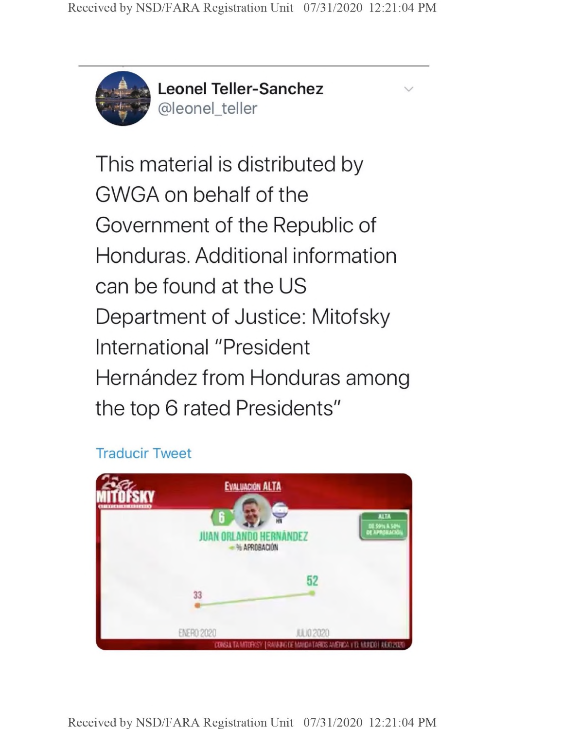**Leonel Teller-Sanchez**
@leonel_teller

This material is distributed by GWGA on behalf of the Government of the Republic of Honduras. Additional information can be found at the US Department of Justice: Mitofsky International "President Hernández from Honduras among the top 6 rated Presidents"

Traducir Tweet

MITOFSKY

EVALUACIÓN ALTA

6

JUAN ORLANDO HERNÁNDEZ

HN

% APROBACIÓN

ALTA
DE 59% A 50% DE APROBACIÓN

33

52

ENERO 2020

JULIO 2020

CONSULTA MITOFSKY | RANKING DE MANDATARIOS AMÉRICA Y EL MUNDO | AÑO 2020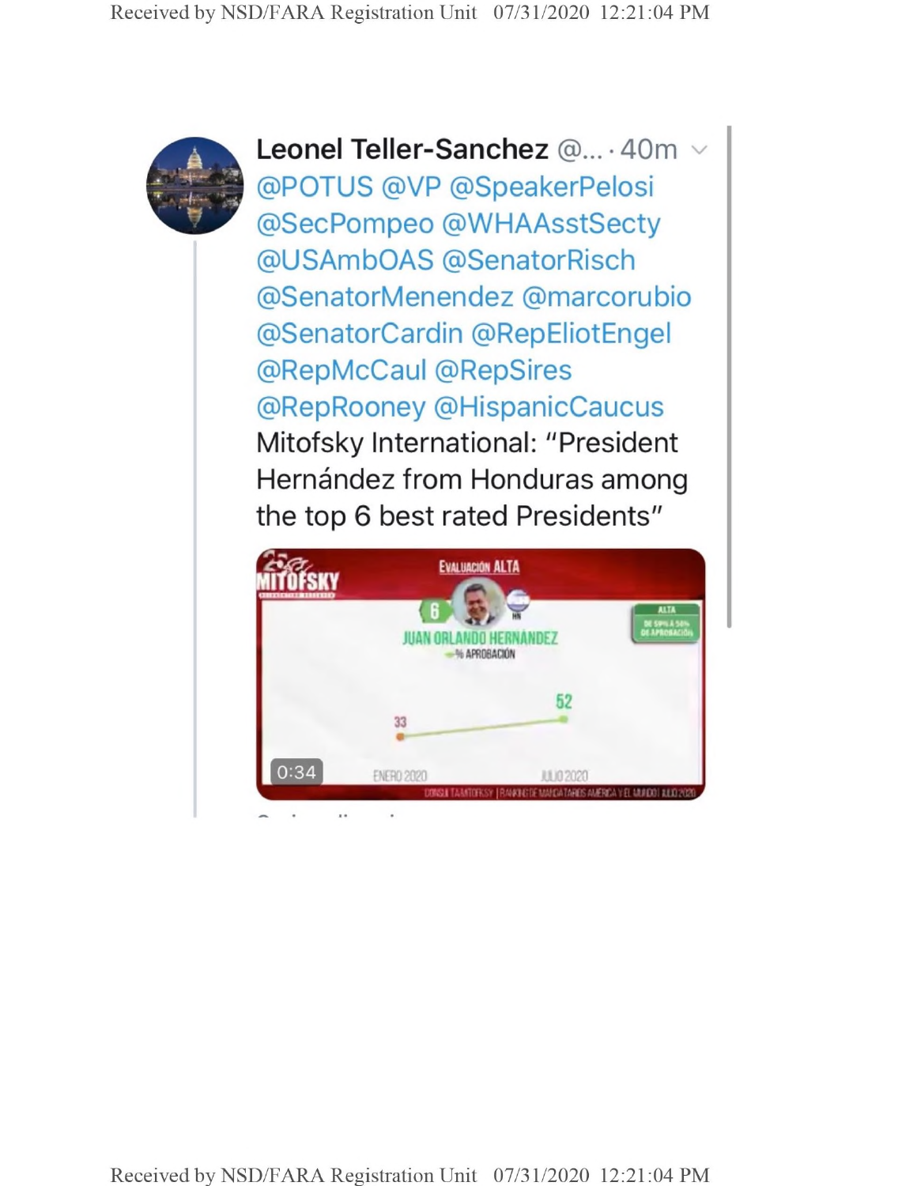**Leonel Teller-Sanchez** @... · 40m

@POTUS @VP @SpeakerPelosi @SecPompeo @WHAAsstSecty @USAmbOAS @SenatorRisch @SenatorMenendez @marcorubio @SenatorCardin @RepEliotEngel @RepMcCaul @RepSires @RepRooney @HispanicCaucus

Mitofsky International: "President Hernández from Honduras among the top 6 best rated Presidents"

MITOFSKY

EVALUACIÓN ALTA

6

JUAN ORLANDO HERNÁNDEZ

% APROBACIÓN

ALTA

DE SIPLA 50% DE APROBACIÓN

33

52

0:34

ENERO 2020

JULIO 2020

CONSULTA MITOFSKY | RANKING DE MANDATARIOS AMÉRICA Y EL MUNDO | JULIO 2020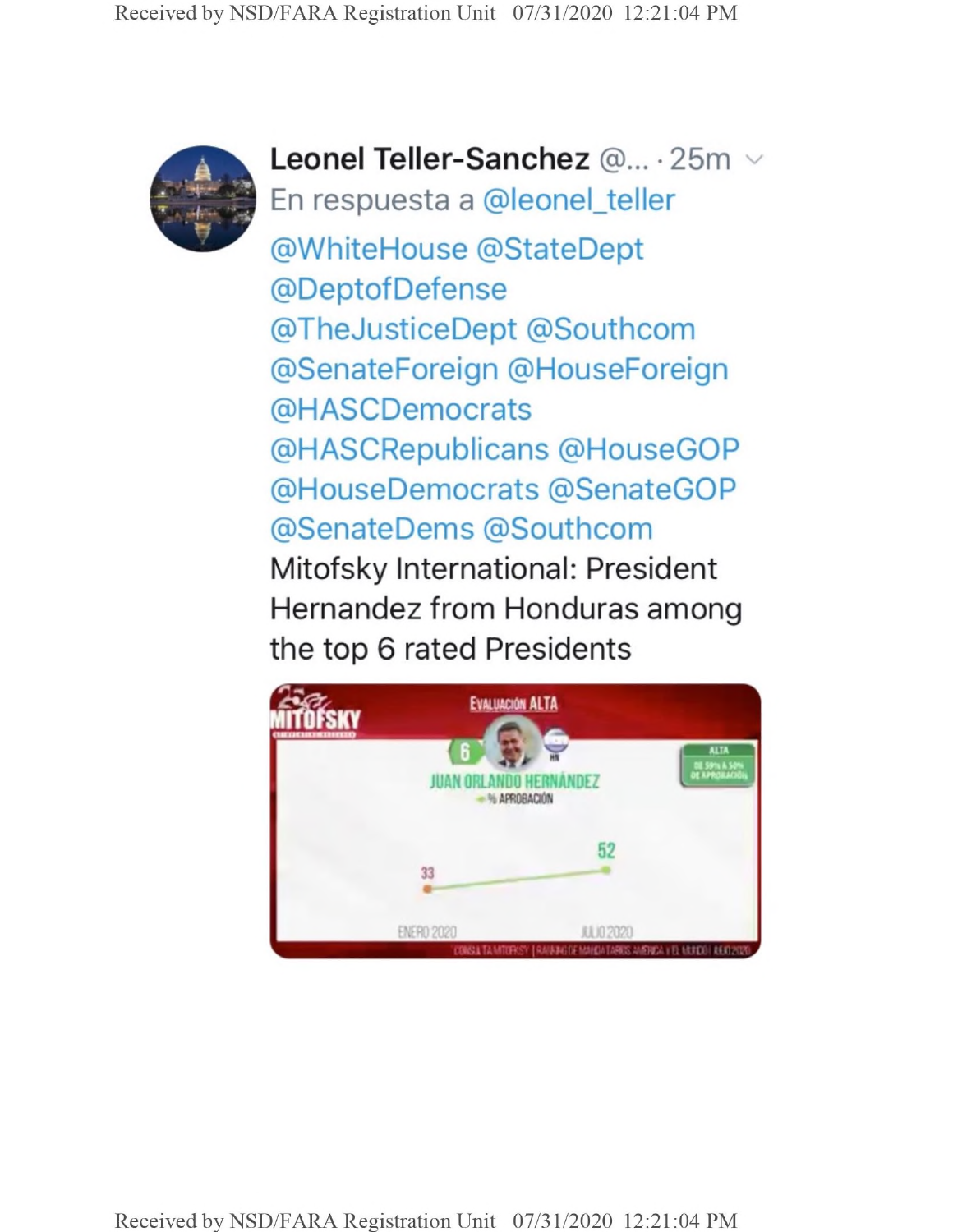Leonel Teller-Sanchez @... · 25m

En respuesta a @leonel_teller

@WhiteHouse @StateDept @DeptofDefense @TheJusticeDept @Southcom @SenateForeign @HouseForeign @HASCDemocrats @HASCRepublicans @HouseGOP @HouseDemocrats @SenateGOP @SenateDems @Southcom

Mitofsky International: President Hernandez from Honduras among the top 6 rated Presidents

MITOFSKY

EVALUACIÓN ALTA

6

HN

JUAN ORLANDO HERNÁNDEZ

% APROBACIÓN

ALTA

DE 50% A 50% DE APROBACIÓN

33

52

ENERO 2020

JULIO 2020

CONSULTA MITOFSKY | RANKING DE MANDATARIOS AMÉRICA Y EL MUNDO | JULIO 2020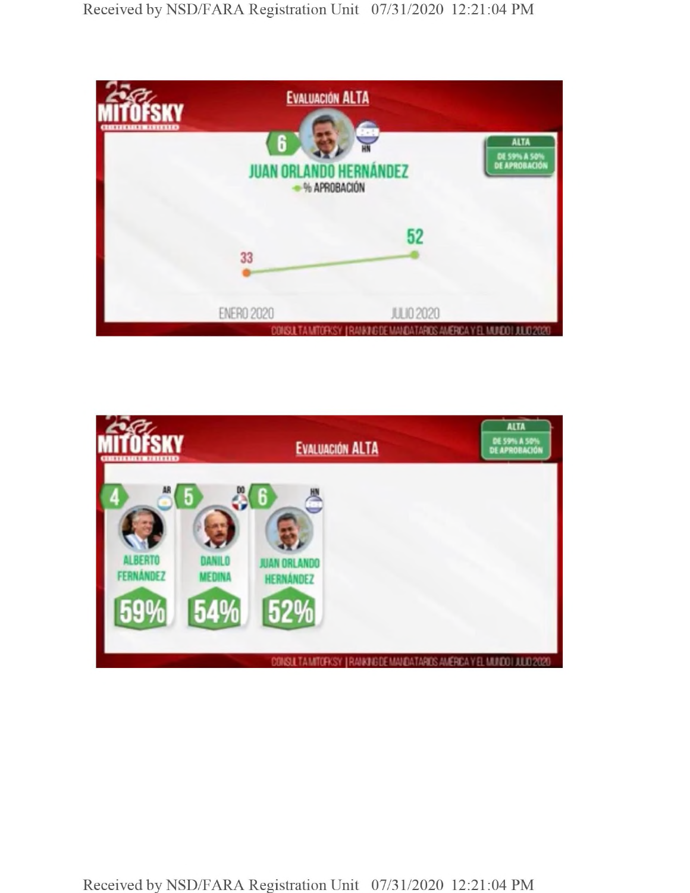MITOFSKY

EVALUACIÓN ALTA

6

HN

JUAN ORLANDO HERNÁNDEZ

% APROBACIÓN

ALTA

DE 59% A 50% DE APROBACIÓN

33

52

ENERO 2020

JULIO 2020

CONSULTA MITOFSKY | RANKING DE MANDATARIOS AMÉRICA Y EL MUNDO | JULIO 2020

MITOFSKY

EVALUACIÓN ALTA

ALTA

DE 59% A 50% DE APROBACIÓN

4 AR ALBERTO FERNÁNDEZ 59%

5 DO DANILO MEDINA 54%

6 HN JUAN ORLANDO HERNÁNDEZ 52%

CONSULTA MITOFSKY | RANKING DE MANDATARIOS AMÉRICA Y EL MUNDO | JULIO 2020